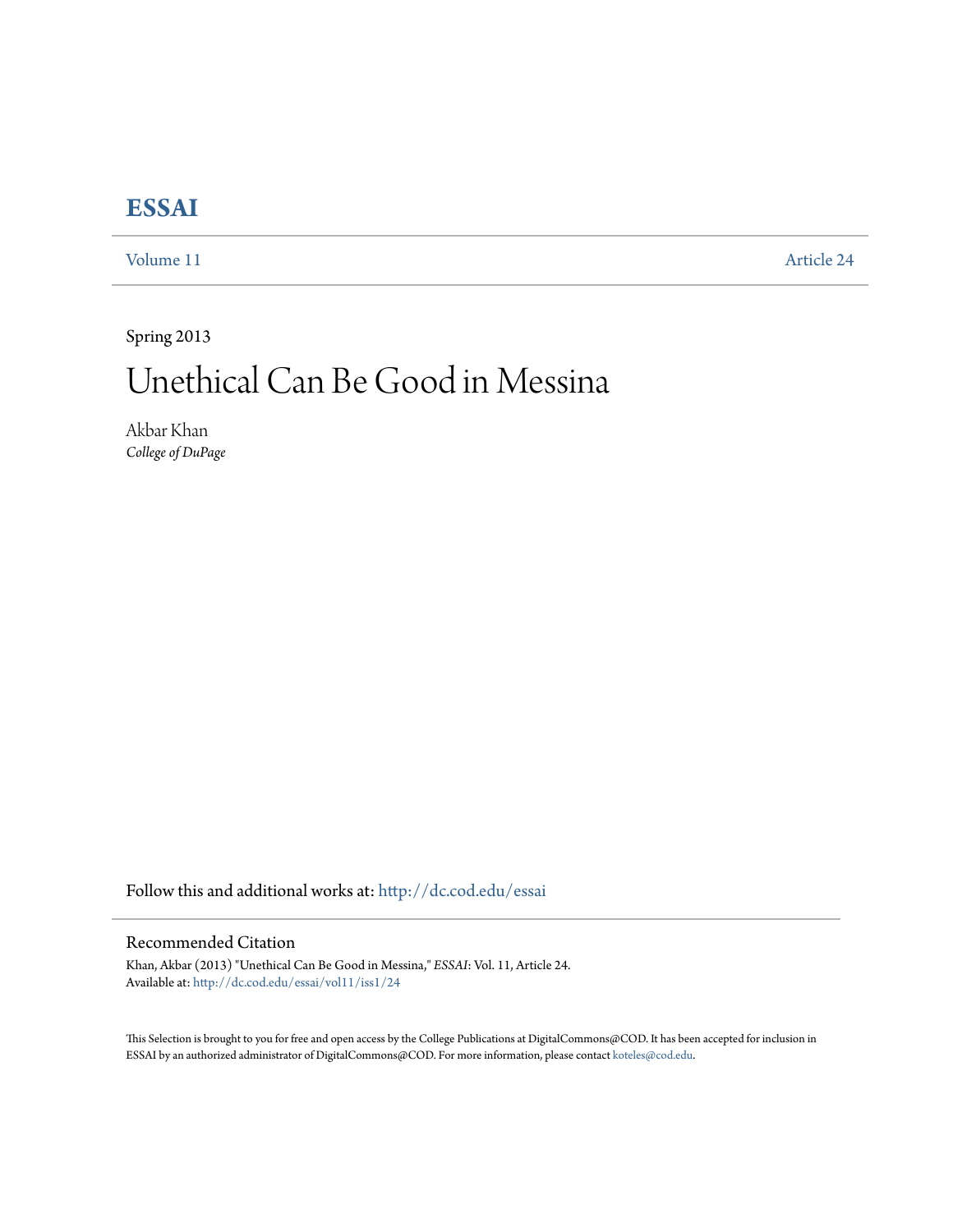# ESSAI

Volume 11 | Article 24

Spring 2013

# Unethical Can Be Good in Messina

Akbar Khan
*College of DuPage*

Follow this and additional works at: http://dc.cod.edu/essai

## Recommended Citation

Khan, Akbar (2013) "Unethical Can Be Good in Messina," *ESSAI*: Vol. 11, Article 24.
Available at: http://dc.cod.edu/essai/vol11/iss1/24

This Selection is brought to you for free and open access by the College Publications at DigitalCommons@COD. It has been accepted for inclusion in ESSAI by an authorized administrator of DigitalCommons@COD. For more information, please contact koteles@cod.edu.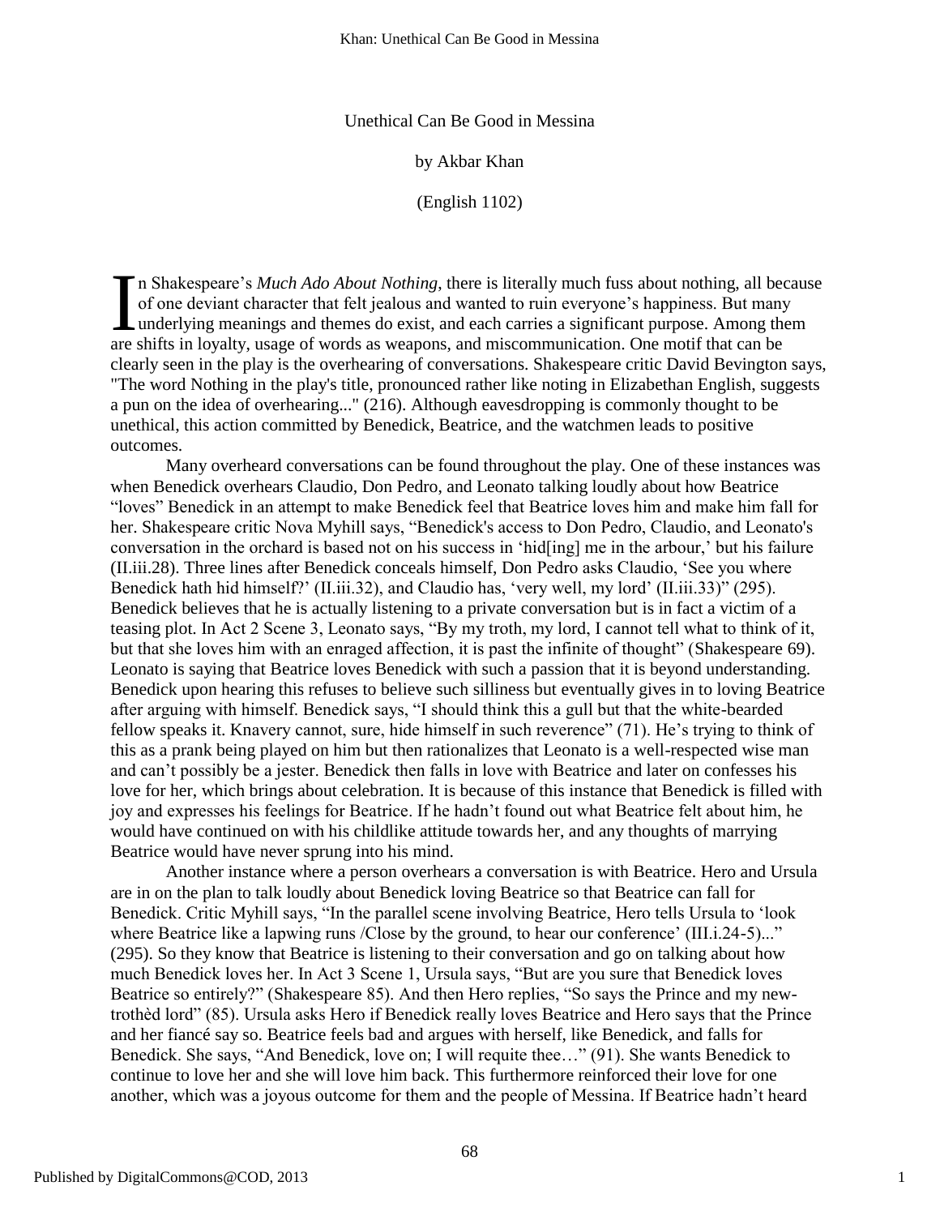# Unethical Can Be Good in Messina

by Akbar Khan

(English 1102)

In Shakespeare's *Much Ado About Nothing*, there is literally much fuss about nothing, all because of one deviant character that felt jealous and wanted to ruin everyone's happiness. But many underlying meanings and themes do exist, and each carries a significant purpose. Among them are shifts in loyalty, usage of words as weapons, and miscommunication. One motif that can be clearly seen in the play is the overhearing of conversations. Shakespeare critic David Bevington says, "The word Nothing in the play's title, pronounced rather like noting in Elizabethan English, suggests a pun on the idea of overhearing..." (216). Although eavesdropping is commonly thought to be unethical, this action committed by Benedick, Beatrice, and the watchmen leads to positive outcomes.

Many overheard conversations can be found throughout the play. One of these instances was when Benedick overhears Claudio, Don Pedro, and Leonato talking loudly about how Beatrice "loves" Benedick in an attempt to make Benedick feel that Beatrice loves him and make him fall for her. Shakespeare critic Nova Myhill says, "Benedick's access to Don Pedro, Claudio, and Leonato's conversation in the orchard is based not on his success in 'hid[ing] me in the arbour,' but his failure (II.iii.28). Three lines after Benedick conceals himself, Don Pedro asks Claudio, 'See you where Benedick hath hid himself?' (II.iii.32), and Claudio has, 'very well, my lord' (II.iii.33)" (295). Benedick believes that he is actually listening to a private conversation but is in fact a victim of a teasing plot. In Act 2 Scene 3, Leonato says, "By my troth, my lord, I cannot tell what to think of it, but that she loves him with an enraged affection, it is past the infinite of thought" (Shakespeare 69). Leonato is saying that Beatrice loves Benedick with such a passion that it is beyond understanding. Benedick upon hearing this refuses to believe such silliness but eventually gives in to loving Beatrice after arguing with himself. Benedick says, "I should think this a gull but that the white-bearded fellow speaks it. Knavery cannot, sure, hide himself in such reverence" (71). He's trying to think of this as a prank being played on him but then rationalizes that Leonato is a well-respected wise man and can't possibly be a jester. Benedick then falls in love with Beatrice and later on confesses his love for her, which brings about celebration. It is because of this instance that Benedick is filled with joy and expresses his feelings for Beatrice. If he hadn't found out what Beatrice felt about him, he would have continued on with his childlike attitude towards her, and any thoughts of marrying Beatrice would have never sprung into his mind.

Another instance where a person overhears a conversation is with Beatrice. Hero and Ursula are in on the plan to talk loudly about Benedick loving Beatrice so that Beatrice can fall for Benedick. Critic Myhill says, "In the parallel scene involving Beatrice, Hero tells Ursula to 'look where Beatrice like a lapwing runs /Close by the ground, to hear our conference' (III.i.24-5)..." (295). So they know that Beatrice is listening to their conversation and go on talking about how much Benedick loves her. In Act 3 Scene 1, Ursula says, "But are you sure that Benedick loves Beatrice so entirely?" (Shakespeare 85). And then Hero replies, "So says the Prince and my new-trothèd lord" (85). Ursula asks Hero if Benedick really loves Beatrice and Hero says that the Prince and her fiancé say so. Beatrice feels bad and argues with herself, like Benedick, and falls for Benedick. She says, "And Benedick, love on; I will requite thee…" (91). She wants Benedick to continue to love her and she will love him back. This furthermore reinforced their love for one another, which was a joyous outcome for them and the people of Messina. If Beatrice hadn't heard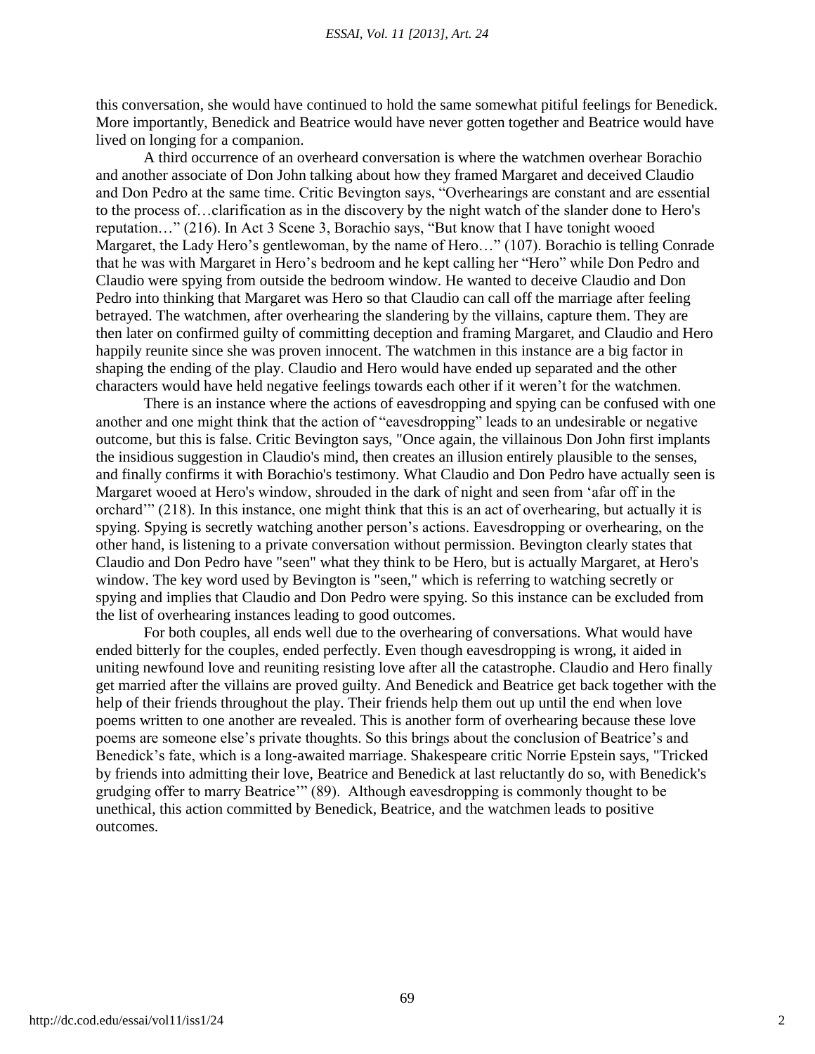this conversation, she would have continued to hold the same somewhat pitiful feelings for Benedick. More importantly, Benedick and Beatrice would have never gotten together and Beatrice would have lived on longing for a companion.

A third occurrence of an overheard conversation is where the watchmen overhear Borachio and another associate of Don John talking about how they framed Margaret and deceived Claudio and Don Pedro at the same time. Critic Bevington says, "Overhearings are constant and are essential to the process of…clarification as in the discovery by the night watch of the slander done to Hero's reputation…" (216). In Act 3 Scene 3, Borachio says, "But know that I have tonight wooed Margaret, the Lady Hero's gentlewoman, by the name of Hero…" (107). Borachio is telling Conrade that he was with Margaret in Hero's bedroom and he kept calling her "Hero" while Don Pedro and Claudio were spying from outside the bedroom window. He wanted to deceive Claudio and Don Pedro into thinking that Margaret was Hero so that Claudio can call off the marriage after feeling betrayed. The watchmen, after overhearing the slandering by the villains, capture them. They are then later on confirmed guilty of committing deception and framing Margaret, and Claudio and Hero happily reunite since she was proven innocent. The watchmen in this instance are a big factor in shaping the ending of the play. Claudio and Hero would have ended up separated and the other characters would have held negative feelings towards each other if it weren't for the watchmen.

There is an instance where the actions of eavesdropping and spying can be confused with one another and one might think that the action of "eavesdropping" leads to an undesirable or negative outcome, but this is false. Critic Bevington says, "Once again, the villainous Don John first implants the insidious suggestion in Claudio's mind, then creates an illusion entirely plausible to the senses, and finally confirms it with Borachio's testimony. What Claudio and Don Pedro have actually seen is Margaret wooed at Hero's window, shrouded in the dark of night and seen from 'afar off in the orchard'" (218). In this instance, one might think that this is an act of overhearing, but actually it is spying. Spying is secretly watching another person's actions. Eavesdropping or overhearing, on the other hand, is listening to a private conversation without permission. Bevington clearly states that Claudio and Don Pedro have "seen" what they think to be Hero, but is actually Margaret, at Hero's window. The key word used by Bevington is "seen," which is referring to watching secretly or spying and implies that Claudio and Don Pedro were spying. So this instance can be excluded from the list of overhearing instances leading to good outcomes.

For both couples, all ends well due to the overhearing of conversations. What would have ended bitterly for the couples, ended perfectly. Even though eavesdropping is wrong, it aided in uniting newfound love and reuniting resisting love after all the catastrophe. Claudio and Hero finally get married after the villains are proved guilty. And Benedick and Beatrice get back together with the help of their friends throughout the play. Their friends help them out up until the end when love poems written to one another are revealed. This is another form of overhearing because these love poems are someone else's private thoughts. So this brings about the conclusion of Beatrice's and Benedick's fate, which is a long-awaited marriage. Shakespeare critic Norrie Epstein says, "Tricked by friends into admitting their love, Beatrice and Benedick at last reluctantly do so, with Benedick's grudging offer to marry Beatrice'" (89). Although eavesdropping is commonly thought to be unethical, this action committed by Benedick, Beatrice, and the watchmen leads to positive outcomes.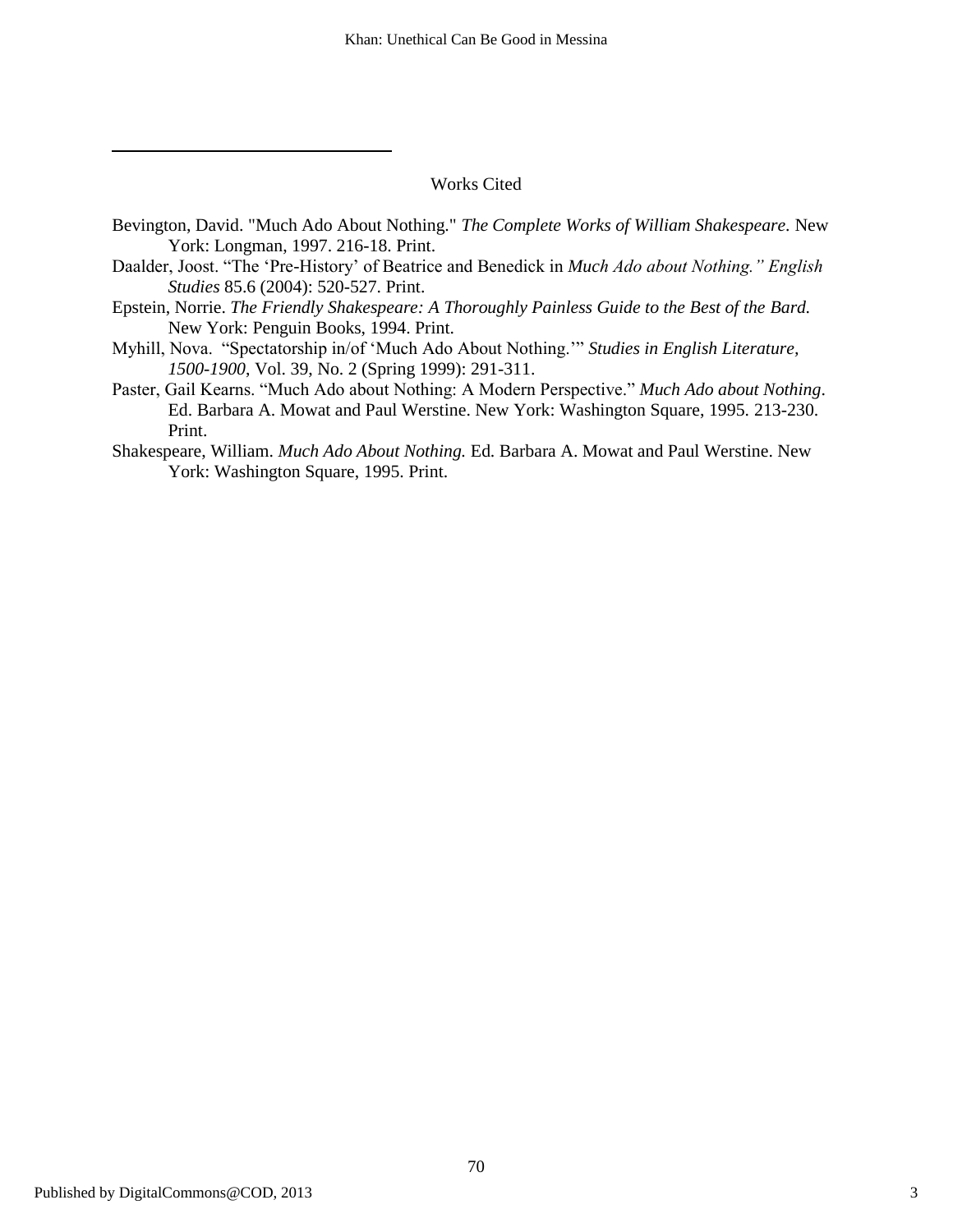## Works Cited

Bevington, David. "Much Ado About Nothing." *The Complete Works of William Shakespeare*. New York: Longman, 1997. 216-18. Print.

Daalder, Joost. "The 'Pre-History' of Beatrice and Benedick in *Much Ado about Nothing." English Studies* 85.6 (2004): 520-527. Print.

Epstein, Norrie. *The Friendly Shakespeare: A Thoroughly Painless Guide to the Best of the Bard.* New York: Penguin Books, 1994. Print.

Myhill, Nova. "Spectatorship in/of 'Much Ado About Nothing.'" *Studies in English Literature, 1500-1900*, Vol. 39, No. 2 (Spring 1999): 291-311.

Paster, Gail Kearns. "Much Ado about Nothing: A Modern Perspective." *Much Ado about Nothing*. Ed. Barbara A. Mowat and Paul Werstine. New York: Washington Square, 1995. 213-230. Print.

Shakespeare, William. *Much Ado About Nothing.* Ed. Barbara A. Mowat and Paul Werstine. New York: Washington Square, 1995. Print.